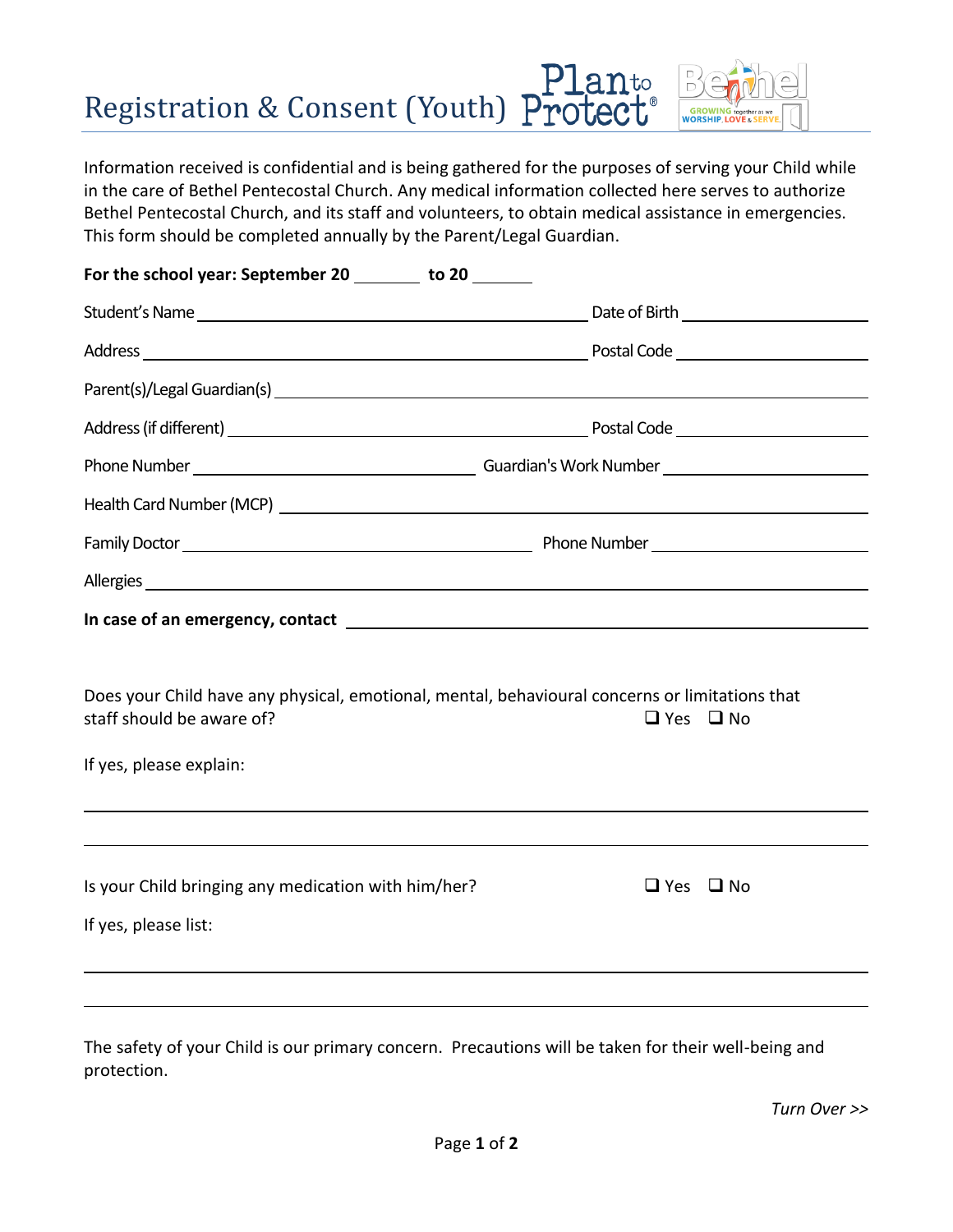# Registration & Consent (Youth)

Plan to Protect®

Bethel — GROWING together as we WORSHIP, LOVE & SERVE

Information received is confidential and is being gathered for the purposes of serving your Child while in the care of Bethel Pentecostal Church. Any medical information collected here serves to authorize Bethel Pentecostal Church, and its staff and volunteers, to obtain medical assistance in emergencies. This form should be completed annually by the Parent/Legal Guardian.

**For the school year: September 20 \_\_\_\_\_\_\_ to 20 \_\_\_\_\_\_\_**

Student's Name \_\_\_\_\_\_\_\_\_\_\_\_\_\_\_\_\_\_\_\_\_\_\_\_\_\_\_\_\_\_ Date of Birth \_\_\_\_\_\_\_\_\_\_\_\_\_\_\_\_

Address \_\_\_\_\_\_\_\_\_\_\_\_\_\_\_\_\_\_\_\_\_\_\_\_\_\_\_\_\_\_ Postal Code \_\_\_\_\_\_\_\_\_\_\_\_\_\_\_\_

Parent(s)/Legal Guardian(s) \_\_\_\_\_\_\_\_\_\_\_\_\_\_\_\_\_\_\_\_\_\_\_\_\_\_\_\_\_\_

Address (if different) \_\_\_\_\_\_\_\_\_\_\_\_\_\_\_\_\_\_\_\_\_\_\_\_\_\_\_\_\_\_ Postal Code \_\_\_\_\_\_\_\_\_\_\_\_\_\_\_\_

Phone Number \_\_\_\_\_\_\_\_\_\_\_\_\_\_\_\_\_\_\_\_ Guardian's Work Number \_\_\_\_\_\_\_\_\_\_\_\_\_\_\_\_

Health Card Number (MCP) \_\_\_\_\_\_\_\_\_\_\_\_\_\_\_\_\_\_\_\_\_\_\_\_\_\_\_\_\_\_

Family Doctor \_\_\_\_\_\_\_\_\_\_\_\_\_\_\_\_\_\_\_\_\_\_\_\_\_\_\_\_\_\_ Phone Number \_\_\_\_\_\_\_\_\_\_\_\_\_\_\_\_

Allergies \_\_\_\_\_\_\_\_\_\_\_\_\_\_\_\_\_\_\_\_\_\_\_\_\_\_\_\_\_\_

**In case of an emergency, contact** \_\_\_\_\_\_\_\_\_\_\_\_\_\_\_\_\_\_\_\_\_\_\_\_\_\_\_\_\_\_

Does your Child have any physical, emotional, mental, behavioural concerns or limitations that staff should be aware of? ☐ Yes ☐ No

If yes, please explain:

\_\_\_\_\_\_\_\_\_\_\_\_\_\_\_\_\_\_\_\_\_\_\_\_\_\_\_\_\_\_\_\_\_\_\_\_\_\_\_\_\_\_\_\_\_\_\_\_\_\_\_\_\_\_\_\_

\_\_\_\_\_\_\_\_\_\_\_\_\_\_\_\_\_\_\_\_\_\_\_\_\_\_\_\_\_\_\_\_\_\_\_\_\_\_\_\_\_\_\_\_\_\_\_\_\_\_\_\_\_\_\_\_

Is your Child bringing any medication with him/her? ☐ Yes ☐ No

If yes, please list:

\_\_\_\_\_\_\_\_\_\_\_\_\_\_\_\_\_\_\_\_\_\_\_\_\_\_\_\_\_\_\_\_\_\_\_\_\_\_\_\_\_\_\_\_\_\_\_\_\_\_\_\_\_\_\_\_

\_\_\_\_\_\_\_\_\_\_\_\_\_\_\_\_\_\_\_\_\_\_\_\_\_\_\_\_\_\_\_\_\_\_\_\_\_\_\_\_\_\_\_\_\_\_\_\_\_\_\_\_\_\_\_\_

The safety of your Child is our primary concern. Precautions will be taken for their well-being and protection.

*Turn Over >>*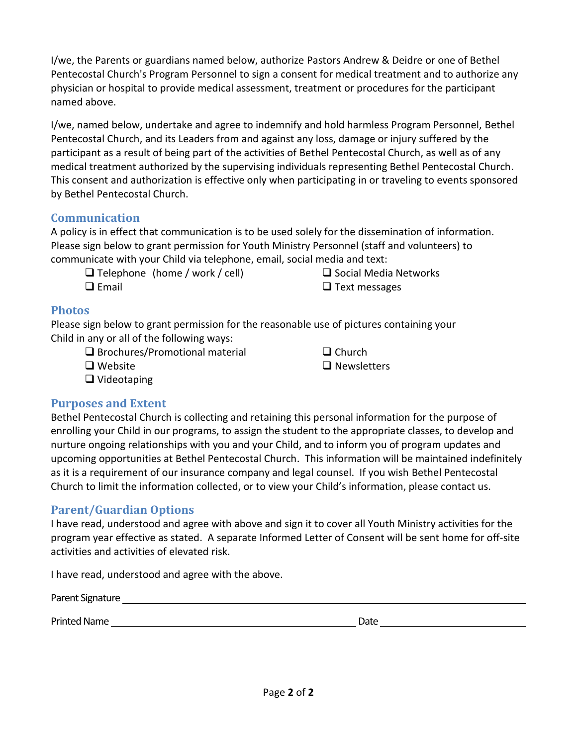I/we, the Parents or guardians named below, authorize Pastors Andrew & Deidre or one of Bethel Pentecostal Church's Program Personnel to sign a consent for medical treatment and to authorize any physician or hospital to provide medical assessment, treatment or procedures for the participant named above.

I/we, named below, undertake and agree to indemnify and hold harmless Program Personnel, Bethel Pentecostal Church, and its Leaders from and against any loss, damage or injury suffered by the participant as a result of being part of the activities of Bethel Pentecostal Church, as well as of any medical treatment authorized by the supervising individuals representing Bethel Pentecostal Church. This consent and authorization is effective only when participating in or traveling to events sponsored by Bethel Pentecostal Church.

## Communication

A policy is in effect that communication is to be used solely for the dissemination of information. Please sign below to grant permission for Youth Ministry Personnel (staff and volunteers) to communicate with your Child via telephone, email, social media and text:

- ❑ Telephone (home / work / cell)
- ❑ Email
- ❑ Social Media Networks
- ❑ Text messages

## Photos

Please sign below to grant permission for the reasonable use of pictures containing your Child in any or all of the following ways:

- ❑ Brochures/Promotional material
- ❑ Website
- ❑ Videotaping
- ❑ Church
- ❑ Newsletters

## Purposes and Extent

Bethel Pentecostal Church is collecting and retaining this personal information for the purpose of enrolling your Child in our programs, to assign the student to the appropriate classes, to develop and nurture ongoing relationships with you and your Child, and to inform you of program updates and upcoming opportunities at Bethel Pentecostal Church. This information will be maintained indefinitely as it is a requirement of our insurance company and legal counsel. If you wish Bethel Pentecostal Church to limit the information collected, or to view your Child's information, please contact us.

## Parent/Guardian Options

I have read, understood and agree with above and sign it to cover all Youth Ministry activities for the program year effective as stated. A separate Informed Letter of Consent will be sent home for off-site activities and activities of elevated risk.

I have read, understood and agree with the above.

Parent Signature ______________________________________________

Printed Name ______________________________ Date ________________